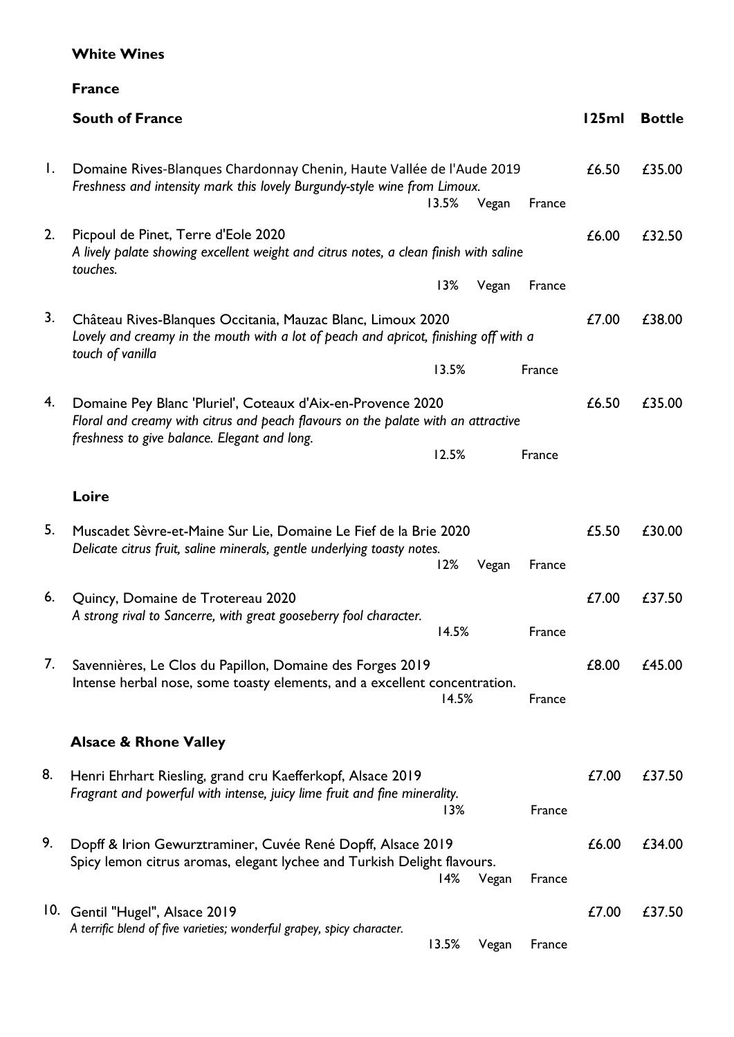# White Wines

## France

### South of France

| | | 125ml | Bottle |
|---|---|---|---|
| 1. | Domaine Rives-Blanques Chardonnay Chenin, Haute Vallée de l'Aude 2019<br>*Freshness and intensity mark this lovely Burgundy-style wine from Limoux.*<br>13.5% Vegan France | £6.50 | £35.00 |
| 2. | Picpoul de Pinet, Terre d'Eole 2020<br>*A lively palate showing excellent weight and citrus notes, a clean finish with saline touches.*<br>13% Vegan France | £6.00 | £32.50 |
| 3. | Château Rives-Blanques Occitania, Mauzac Blanc, Limoux 2020<br>*Lovely and creamy in the mouth with a lot of peach and apricot, finishing off with a touch of vanilla*<br>13.5% France | £7.00 | £38.00 |
| 4. | Domaine Pey Blanc 'Pluriel', Coteaux d'Aix-en-Provence 2020<br>*Floral and creamy with citrus and peach flavours on the palate with an attractive freshness to give balance. Elegant and long.*<br>12.5% France | £6.50 | £35.00 |

### Loire

| | | 125ml | Bottle |
|---|---|---|---|
| 5. | Muscadet Sèvre-et-Maine Sur Lie, Domaine Le Fief de la Brie 2020<br>*Delicate citrus fruit, saline minerals, gentle underlying toasty notes.*<br>12% Vegan France | £5.50 | £30.00 |
| 6. | Quincy, Domaine de Trotereau 2020<br>*A strong rival to Sancerre, with great gooseberry fool character.*<br>14.5% France | £7.00 | £37.50 |
| 7. | Savennières, Le Clos du Papillon, Domaine des Forges 2019<br>Intense herbal nose, some toasty elements, and a excellent concentration.<br>14.5% France | £8.00 | £45.00 |

### Alsace & Rhone Valley

| | | 125ml | Bottle |
|---|---|---|---|
| 8. | Henri Ehrhart Riesling, grand cru Kaefferkopf, Alsace 2019<br>*Fragrant and powerful with intense, juicy lime fruit and fine minerality.*<br>13% France | £7.00 | £37.50 |
| 9. | Dopff & Irion Gewurztraminer, Cuvée René Dopff, Alsace 2019<br>Spicy lemon citrus aromas, elegant lychee and Turkish Delight flavours.<br>14% Vegan France | £6.00 | £34.00 |
| 10. | Gentil "Hugel", Alsace 2019<br>*A terrific blend of five varieties; wonderful grapey, spicy character.*<br>13.5% Vegan France | £7.00 | £37.50 |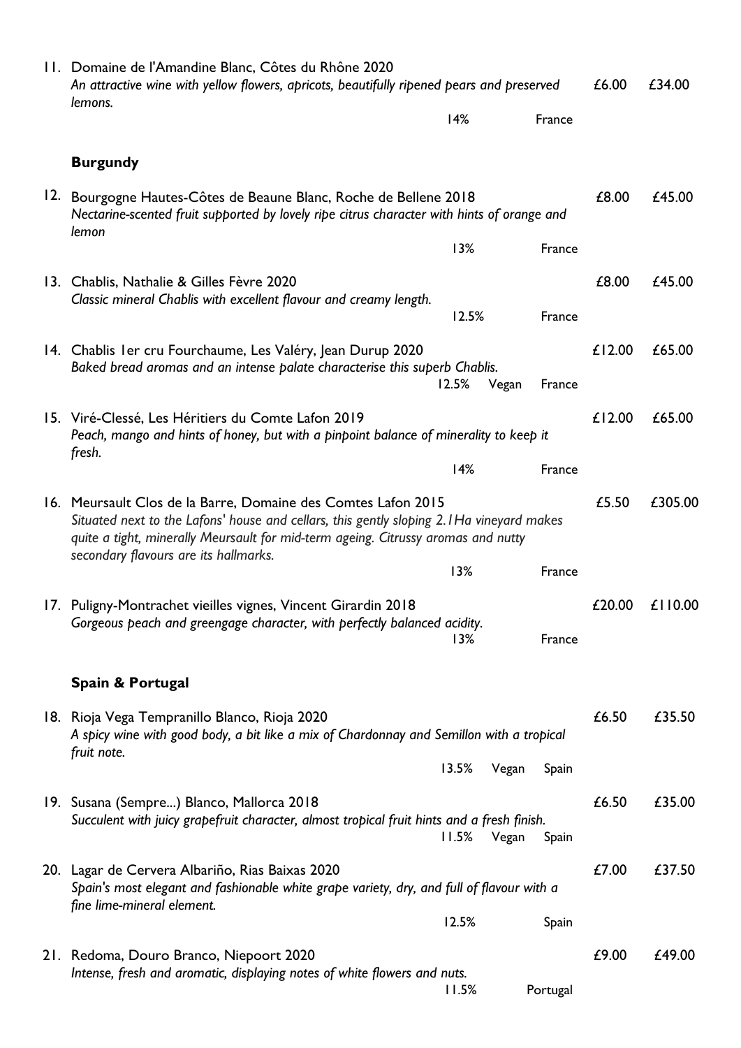11. Domaine de l'Amandine Blanc, Côtes du Rhône 2020
*An attractive wine with yellow flowers, apricots, beautifully ripened pears and preserved lemons.*
14% France — £6.00 £34.00

### Burgundy

12. Bourgogne Hautes-Côtes de Beaune Blanc, Roche de Bellene 2018
*Nectarine-scented fruit supported by lovely ripe citrus character with hints of orange and lemon*
13% France — £8.00 £45.00

13. Chablis, Nathalie & Gilles Fèvre 2020
*Classic mineral Chablis with excellent flavour and creamy length.*
12.5% France — £8.00 £45.00

14. Chablis 1er cru Fourchaume, Les Valéry, Jean Durup 2020
*Baked bread aromas and an intense palate characterise this superb Chablis.*
12.5% Vegan France — £12.00 £65.00

15. Viré-Clessé, Les Héritiers du Comte Lafon 2019
*Peach, mango and hints of honey, but with a pinpoint balance of minerality to keep it fresh.*
14% France — £12.00 £65.00

16. Meursault Clos de la Barre, Domaine des Comtes Lafon 2015
*Situated next to the Lafons' house and cellars, this gently sloping 2.1Ha vineyard makes quite a tight, minerally Meursault for mid-term ageing. Citrussy aromas and nutty secondary flavours are its hallmarks.*
13% France — £5.50 £305.00

17. Puligny-Montrachet vieilles vignes, Vincent Girardin 2018
*Gorgeous peach and greengage character, with perfectly balanced acidity.*
13% France — £20.00 £110.00

### Spain & Portugal

18. Rioja Vega Tempranillo Blanco, Rioja 2020
*A spicy wine with good body, a bit like a mix of Chardonnay and Semillon with a tropical fruit note.*
13.5% Vegan Spain — £6.50 £35.50

19. Susana (Sempre...) Blanco, Mallorca 2018
*Succulent with juicy grapefruit character, almost tropical fruit hints and a fresh finish.*
11.5% Vegan Spain — £6.50 £35.00

20. Lagar de Cervera Albariño, Rias Baixas 2020
*Spain's most elegant and fashionable white grape variety, dry, and full of flavour with a fine lime-mineral element.*
12.5% Spain — £7.00 £37.50

21. Redoma, Douro Branco, Niepoort 2020
*Intense, fresh and aromatic, displaying notes of white flowers and nuts.*
11.5% Portugal — £9.00 £49.00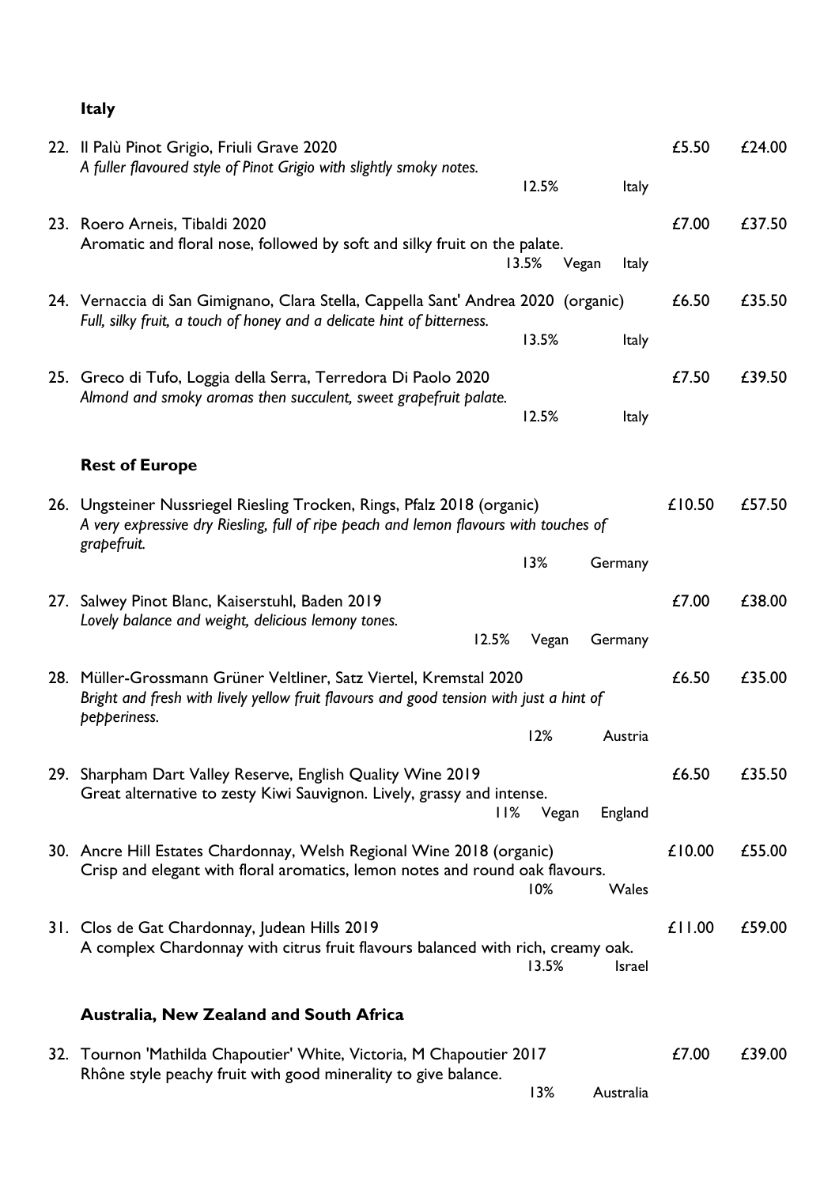## Italy

22. Il Palù Pinot Grigio, Friuli Grave 2020 — £5.50 — £24.00
    *A fuller flavoured style of Pinot Grigio with slightly smoky notes.*
    12.5% Italy

23. Roero Arneis, Tibaldi 2020 — £7.00 — £37.50
    Aromatic and floral nose, followed by soft and silky fruit on the palate.
    13.5% Vegan Italy

24. Vernaccia di San Gimignano, Clara Stella, Cappella Sant' Andrea 2020 (organic) — £6.50 — £35.50
    *Full, silky fruit, a touch of honey and a delicate hint of bitterness.*
    13.5% Italy

25. Greco di Tufo, Loggia della Serra, Terredora Di Paolo 2020 — £7.50 — £39.50
    *Almond and smoky aromas then succulent, sweet grapefruit palate.*
    12.5% Italy

## Rest of Europe

26. Ungsteiner Nussriegel Riesling Trocken, Rings, Pfalz 2018 (organic) — £10.50 — £57.50
    *A very expressive dry Riesling, full of ripe peach and lemon flavours with touches of grapefruit.*
    13% Germany

27. Salwey Pinot Blanc, Kaiserstuhl, Baden 2019 — £7.00 — £38.00
    *Lovely balance and weight, delicious lemony tones.*
    12.5% Vegan Germany

28. Müller-Grossmann Grüner Veltliner, Satz Viertel, Kremstal 2020 — £6.50 — £35.00
    *Bright and fresh with lively yellow fruit flavours and good tension with just a hint of pepperiness.*
    12% Austria

29. Sharpham Dart Valley Reserve, English Quality Wine 2019 — £6.50 — £35.50
    Great alternative to zesty Kiwi Sauvignon. Lively, grassy and intense.
    11% Vegan England

30. Ancre Hill Estates Chardonnay, Welsh Regional Wine 2018 (organic) — £10.00 — £55.00
    Crisp and elegant with floral aromatics, lemon notes and round oak flavours.
    10% Wales

31. Clos de Gat Chardonnay, Judean Hills 2019 — £11.00 — £59.00
    A complex Chardonnay with citrus fruit flavours balanced with rich, creamy oak.
    13.5% Israel

## Australia, New Zealand and South Africa

32. Tournon 'Mathilda Chapoutier' White, Victoria, M Chapoutier 2017 — £7.00 — £39.00
    Rhône style peachy fruit with good minerality to give balance.
    13% Australia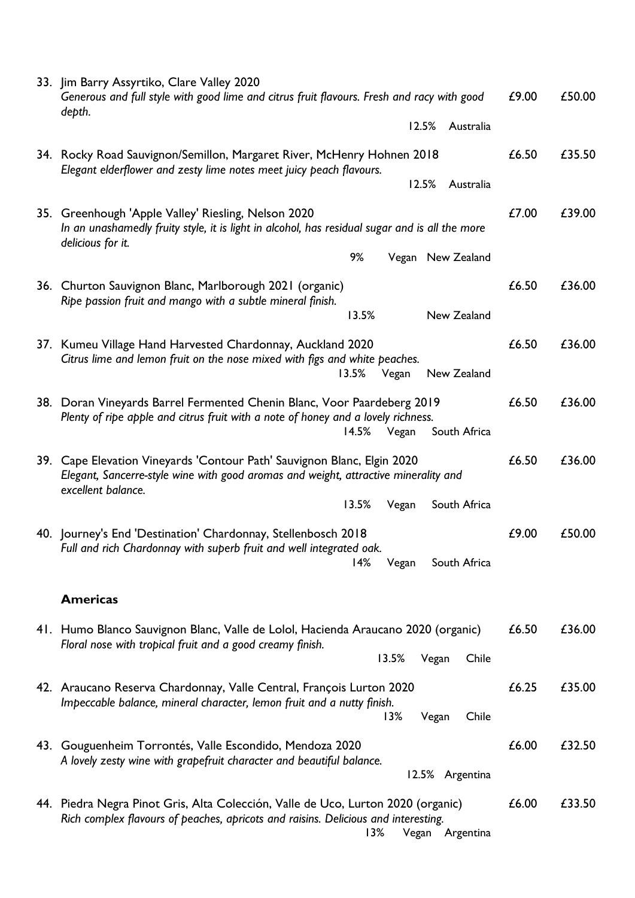33. Jim Barry Assyrtiko, Clare Valley 2020 — £9.00 — £50.00
    *Generous and full style with good lime and citrus fruit flavours. Fresh and racy with good depth.*
    12.5% Australia

34. Rocky Road Sauvignon/Semillon, Margaret River, McHenry Hohnen 2018 — £6.50 — £35.50
    *Elegant elderflower and zesty lime notes meet juicy peach flavours.*
    12.5% Australia

35. Greenhough 'Apple Valley' Riesling, Nelson 2020 — £7.00 — £39.00
    *In an unashamedly fruity style, it is light in alcohol, has residual sugar and is all the more delicious for it.*
    9% Vegan New Zealand

36. Churton Sauvignon Blanc, Marlborough 2021 (organic) — £6.50 — £36.00
    *Ripe passion fruit and mango with a subtle mineral finish.*
    13.5% New Zealand

37. Kumeu Village Hand Harvested Chardonnay, Auckland 2020 — £6.50 — £36.00
    *Citrus lime and lemon fruit on the nose mixed with figs and white peaches.*
    13.5% Vegan New Zealand

38. Doran Vineyards Barrel Fermented Chenin Blanc, Voor Paardeberg 2019 — £6.50 — £36.00
    *Plenty of ripe apple and citrus fruit with a note of honey and a lovely richness.*
    14.5% Vegan South Africa

39. Cape Elevation Vineyards 'Contour Path' Sauvignon Blanc, Elgin 2020 — £6.50 — £36.00
    *Elegant, Sancerre-style wine with good aromas and weight, attractive minerality and excellent balance.*
    13.5% Vegan South Africa

40. Journey's End 'Destination' Chardonnay, Stellenbosch 2018 — £9.00 — £50.00
    *Full and rich Chardonnay with superb fruit and well integrated oak.*
    14% Vegan South Africa

**Americas**

41. Humo Blanco Sauvignon Blanc, Valle de Lolol, Hacienda Araucano 2020 (organic) — £6.50 — £36.00
    *Floral nose with tropical fruit and a good creamy finish.*
    13.5% Vegan Chile

42. Araucano Reserva Chardonnay, Valle Central, François Lurton 2020 — £6.25 — £35.00
    *Impeccable balance, mineral character, lemon fruit and a nutty finish.*
    13% Vegan Chile

43. Gouguenheim Torrontés, Valle Escondido, Mendoza 2020 — £6.00 — £32.50
    *A lovely zesty wine with grapefruit character and beautiful balance.*
    12.5% Argentina

44. Piedra Negra Pinot Gris, Alta Colección, Valle de Uco, Lurton 2020 (organic) — £6.00 — £33.50
    *Rich complex flavours of peaches, apricots and raisins. Delicious and interesting.*
    13% Vegan Argentina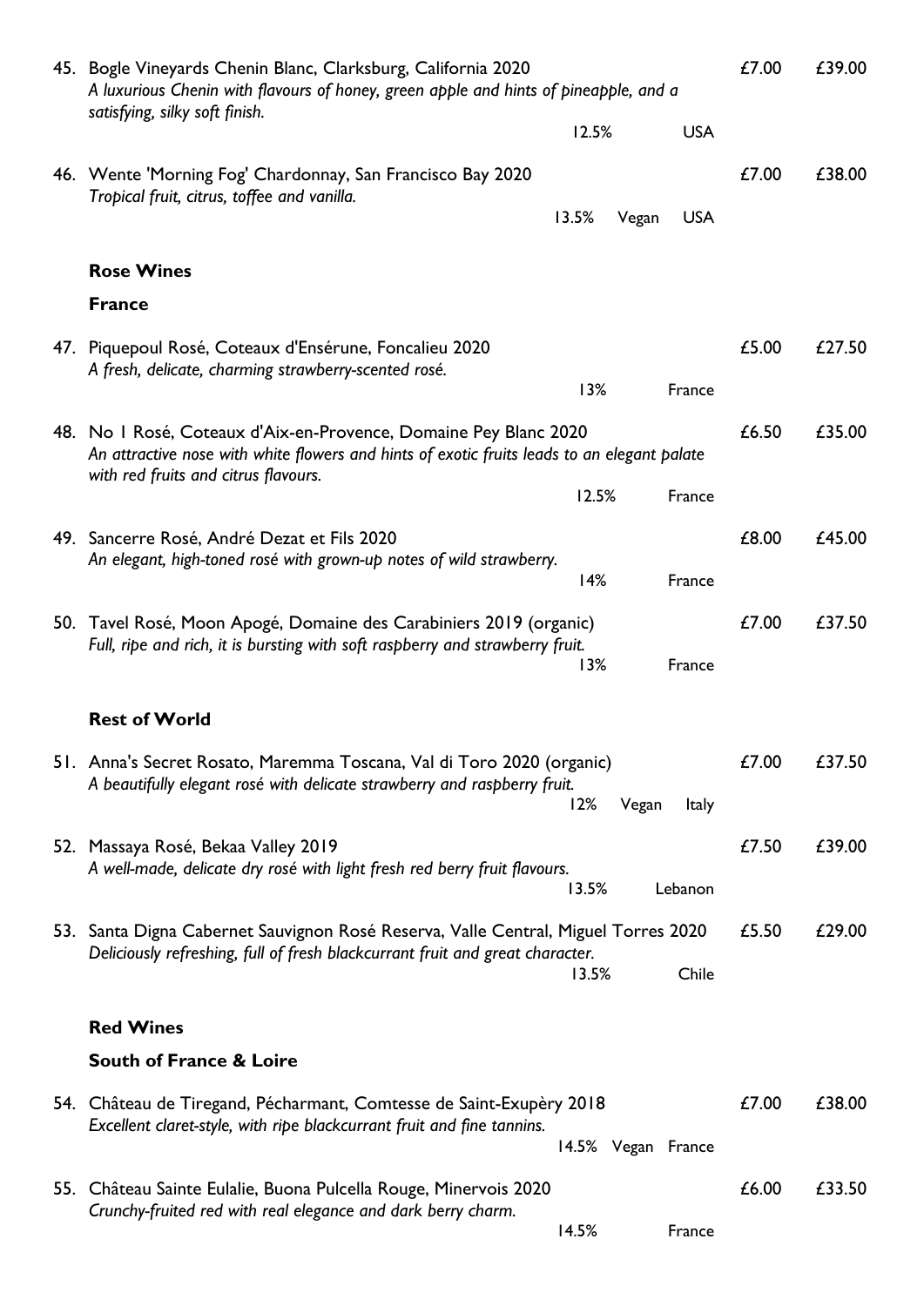45. Bogle Vineyards Chenin Blanc, Clarksburg, California 2020 — £7.00 — £39.00
*A luxurious Chenin with flavours of honey, green apple and hints of pineapple, and a satisfying, silky soft finish.*
12.5% — USA

46. Wente 'Morning Fog' Chardonnay, San Francisco Bay 2020 — £7.00 — £38.00
*Tropical fruit, citrus, toffee and vanilla.*
13.5% — Vegan — USA

### Rose Wines

#### France

47. Piquepoul Rosé, Coteaux d'Ensérune, Foncalieu 2020 — £5.00 — £27.50
*A fresh, delicate, charming strawberry-scented rosé.*
13% — France

48. No 1 Rosé, Coteaux d'Aix-en-Provence, Domaine Pey Blanc 2020 — £6.50 — £35.00
*An attractive nose with white flowers and hints of exotic fruits leads to an elegant palate with red fruits and citrus flavours.*
12.5% — France

49. Sancerre Rosé, André Dezat et Fils 2020 — £8.00 — £45.00
*An elegant, high-toned rosé with grown-up notes of wild strawberry.*
14% — France

50. Tavel Rosé, Moon Apogé, Domaine des Carabiniers 2019 (organic) — £7.00 — £37.50
*Full, ripe and rich, it is bursting with soft raspberry and strawberry fruit.*
13% — France

#### Rest of World

51. Anna's Secret Rosato, Maremma Toscana, Val di Toro 2020 (organic) — £7.00 — £37.50
*A beautifully elegant rosé with delicate strawberry and raspberry fruit.*
12% — Vegan — Italy

52. Massaya Rosé, Bekaa Valley 2019 — £7.50 — £39.00
*A well-made, delicate dry rosé with light fresh red berry fruit flavours.*
13.5% — Lebanon

53. Santa Digna Cabernet Sauvignon Rosé Reserva, Valle Central, Miguel Torres 2020 — £5.50 — £29.00
*Deliciously refreshing, full of fresh blackcurrant fruit and great character.*
13.5% — Chile

### Red Wines

#### South of France & Loire

54. Château de Tiregand, Pécharmant, Comtesse de Saint-Exupèry 2018 — £7.00 — £38.00
*Excellent claret-style, with ripe blackcurrant fruit and fine tannins.*
14.5% — Vegan — France

55. Château Sainte Eulalie, Buona Pulcella Rouge, Minervois 2020 — £6.00 — £33.50
*Crunchy-fruited red with real elegance and dark berry charm.*
14.5% — France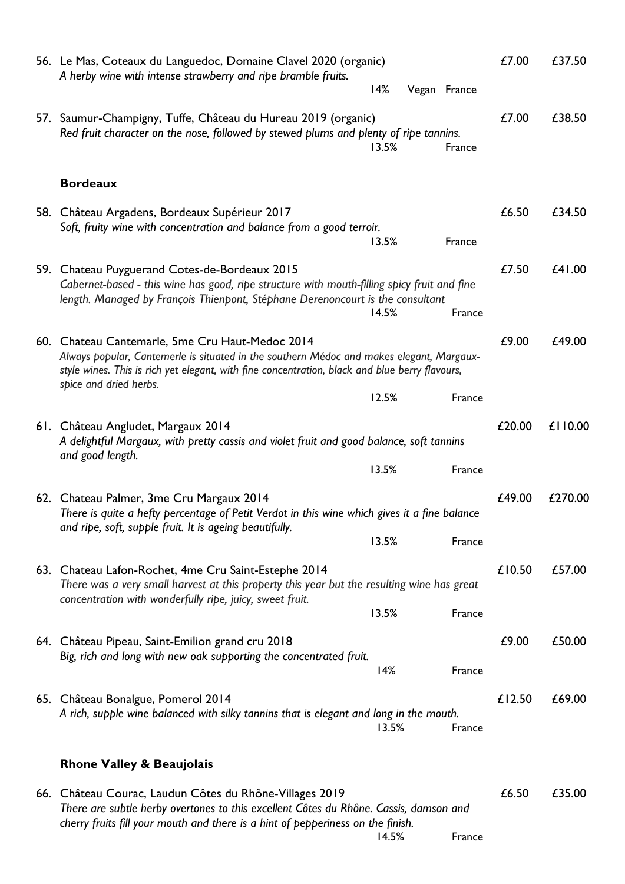56. Le Mas, Coteaux du Languedoc, Domaine Clavel 2020 (organic) — £7.00 — £37.50
*A herby wine with intense strawberry and ripe bramble fruits.*
14% Vegan France

57. Saumur-Champigny, Tuffe, Château du Hureau 2019 (organic) — £7.00 — £38.50
*Red fruit character on the nose, followed by stewed plums and plenty of ripe tannins.*
13.5% France

### Bordeaux

58. Château Argadens, Bordeaux Supérieur 2017 — £6.50 — £34.50
*Soft, fruity wine with concentration and balance from a good terroir.*
13.5% France

59. Chateau Puyguerand Cotes-de-Bordeaux 2015 — £7.50 — £41.00
*Cabernet-based - this wine has good, ripe structure with mouth-filling spicy fruit and fine length. Managed by François Thienpont, Stéphane Derenoncourt is the consultant*
14.5% France

60. Chateau Cantemarle, 5me Cru Haut-Medoc 2014 — £9.00 — £49.00
*Always popular, Cantemerle is situated in the southern Médoc and makes elegant, Margaux-style wines. This is rich yet elegant, with fine concentration, black and blue berry flavours, spice and dried herbs.*
12.5% France

61. Château Angludet, Margaux 2014 — £20.00 — £110.00
*A delightful Margaux, with pretty cassis and violet fruit and good balance, soft tannins and good length.*
13.5% France

62. Chateau Palmer, 3me Cru Margaux 2014 — £49.00 — £270.00
*There is quite a hefty percentage of Petit Verdot in this wine which gives it a fine balance and ripe, soft, supple fruit. It is ageing beautifully.*
13.5% France

63. Chateau Lafon-Rochet, 4me Cru Saint-Estephe 2014 — £10.50 — £57.00
*There was a very small harvest at this property this year but the resulting wine has great concentration with wonderfully ripe, juicy, sweet fruit.*
13.5% France

64. Château Pipeau, Saint-Emilion grand cru 2018 — £9.00 — £50.00
*Big, rich and long with new oak supporting the concentrated fruit.*
14% France

65. Château Bonalgue, Pomerol 2014 — £12.50 — £69.00
*A rich, supple wine balanced with silky tannins that is elegant and long in the mouth.*
13.5% France

### Rhone Valley & Beaujolais

66. Château Courac, Laudun Côtes du Rhône-Villages 2019 — £6.50 — £35.00
*There are subtle herby overtones to this excellent Côtes du Rhône. Cassis, damson and cherry fruits fill your mouth and there is a hint of pepperiness on the finish.*
14.5% France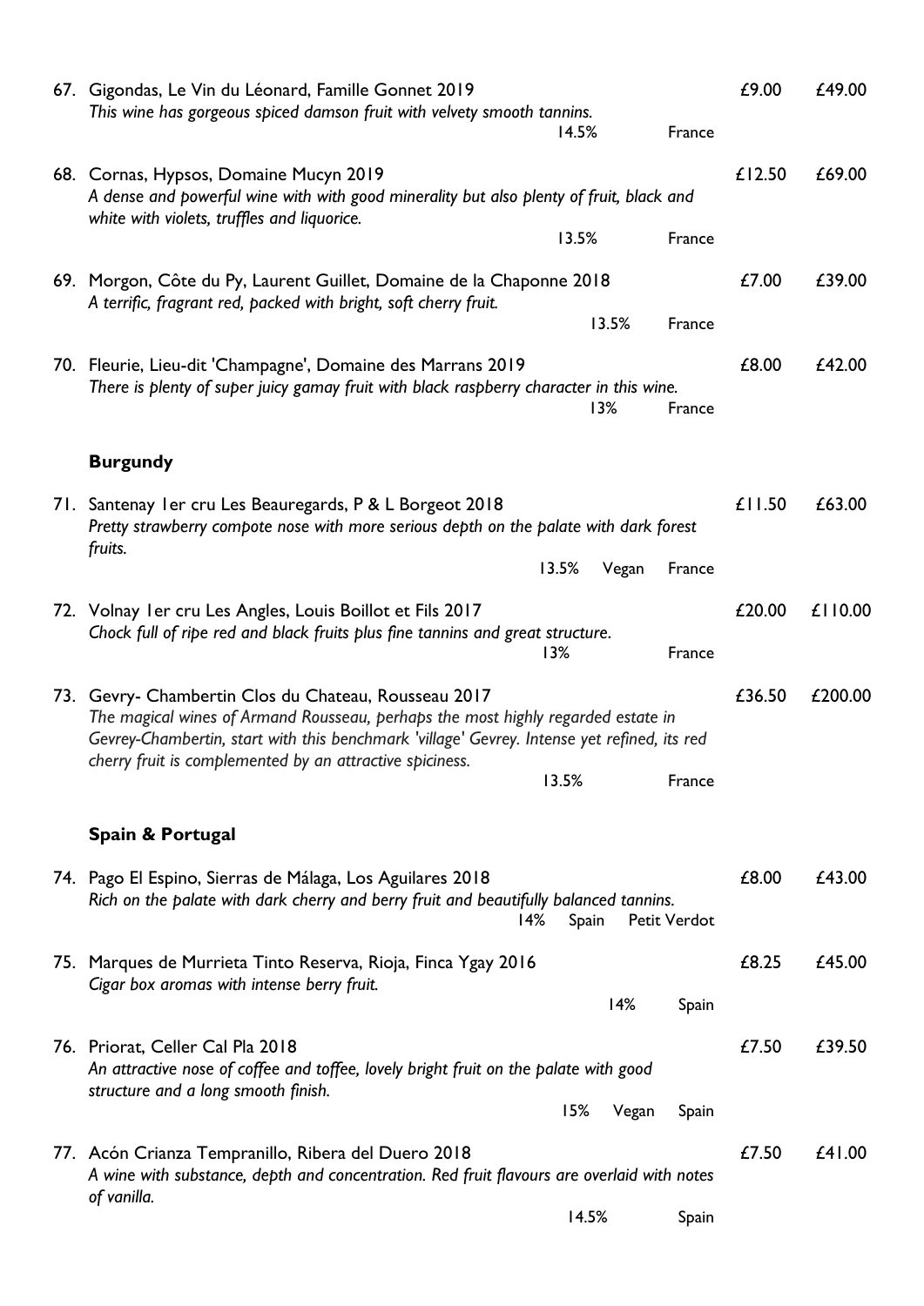67. Gigondas, Le Vin du Léonard, Famille Gonnet 2019 — £9.00 — £49.00
*This wine has gorgeous spiced damson fruit with velvety smooth tannins.*
14.5% France

68. Cornas, Hypsos, Domaine Mucyn 2019 — £12.50 — £69.00
*A dense and powerful wine with with good minerality but also plenty of fruit, black and white with violets, truffles and liquorice.*
13.5% France

69. Morgon, Côte du Py, Laurent Guillet, Domaine de la Chaponne 2018 — £7.00 — £39.00
*A terrific, fragrant red, packed with bright, soft cherry fruit.*
13.5% France

70. Fleurie, Lieu-dit 'Champagne', Domaine des Marrans 2019 — £8.00 — £42.00
*There is plenty of super juicy gamay fruit with black raspberry character in this wine.*
13% France

## Burgundy

71. Santenay 1er cru Les Beauregards, P & L Borgeot 2018 — £11.50 — £63.00
*Pretty strawberry compote nose with more serious depth on the palate with dark forest fruits.*
13.5% Vegan France

72. Volnay 1er cru Les Angles, Louis Boillot et Fils 2017 — £20.00 — £110.00
*Chock full of ripe red and black fruits plus fine tannins and great structure.*
13% France

73. Gevry- Chambertin Clos du Chateau, Rousseau 2017 — £36.50 — £200.00
*The magical wines of Armand Rousseau, perhaps the most highly regarded estate in Gevrey-Chambertin, start with this benchmark 'village' Gevrey. Intense yet refined, its red cherry fruit is complemented by an attractive spiciness.*
13.5% France

## Spain & Portugal

74. Pago El Espino, Sierras de Málaga, Los Aguilares 2018 — £8.00 — £43.00
*Rich on the palate with dark cherry and berry fruit and beautifully balanced tannins.*
14% Spain Petit Verdot

75. Marques de Murrieta Tinto Reserva, Rioja, Finca Ygay 2016 — £8.25 — £45.00
*Cigar box aromas with intense berry fruit.*
14% Spain

76. Priorat, Celler Cal Pla 2018 — £7.50 — £39.50
*An attractive nose of coffee and toffee, lovely bright fruit on the palate with good structure and a long smooth finish.*
15% Vegan Spain

77. Acón Crianza Tempranillo, Ribera del Duero 2018 — £7.50 — £41.00
*A wine with substance, depth and concentration. Red fruit flavours are overlaid with notes of vanilla.*
14.5% Spain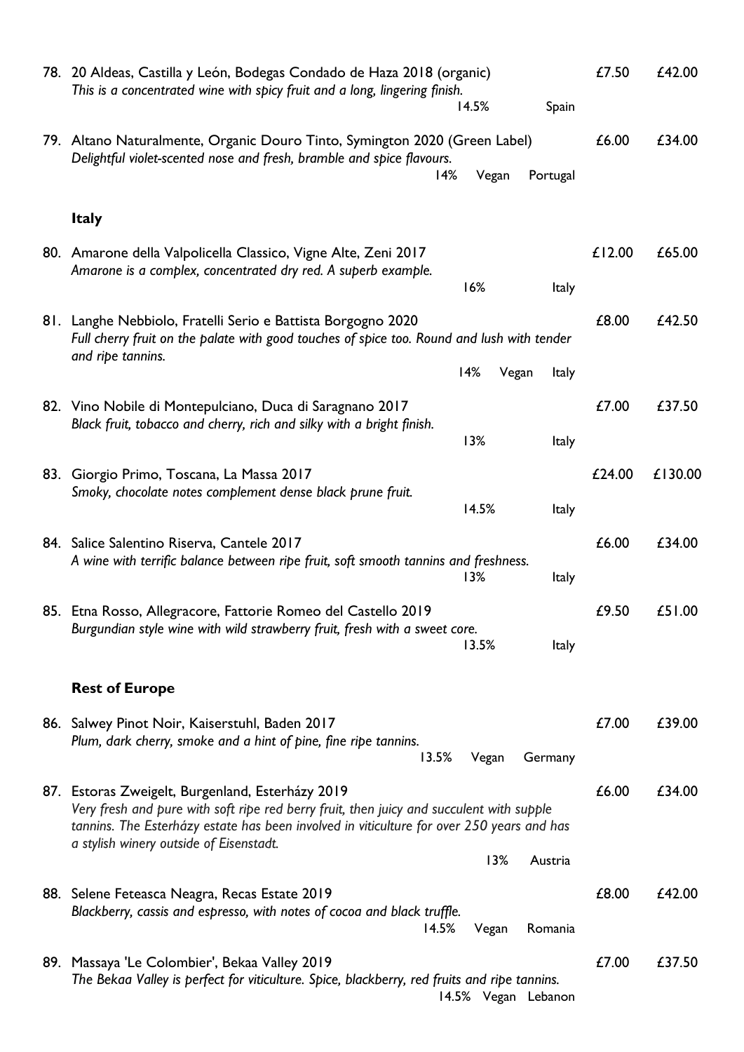78. 20 Aldeas, Castilla y León, Bodegas Condado de Haza 2018 (organic) — £7.50 — £42.00
*This is a concentrated wine with spicy fruit and a long, lingering finish.*
14.5% Spain

79. Altano Naturalmente, Organic Douro Tinto, Symington 2020 (Green Label) — £6.00 — £34.00
*Delightful violet-scented nose and fresh, bramble and spice flavours.*
14% Vegan Portugal

### Italy

80. Amarone della Valpolicella Classico, Vigne Alte, Zeni 2017 — £12.00 — £65.00
*Amarone is a complex, concentrated dry red. A superb example.*
16% Italy

81. Langhe Nebbiolo, Fratelli Serio e Battista Borgogno 2020 — £8.00 — £42.50
*Full cherry fruit on the palate with good touches of spice too. Round and lush with tender and ripe tannins.*
14% Vegan Italy

82. Vino Nobile di Montepulciano, Duca di Saragnano 2017 — £7.00 — £37.50
*Black fruit, tobacco and cherry, rich and silky with a bright finish.*
13% Italy

83. Giorgio Primo, Toscana, La Massa 2017 — £24.00 — £130.00
*Smoky, chocolate notes complement dense black prune fruit.*
14.5% Italy

84. Salice Salentino Riserva, Cantele 2017 — £6.00 — £34.00
*A wine with terrific balance between ripe fruit, soft smooth tannins and freshness.*
13% Italy

85. Etna Rosso, Allegracore, Fattorie Romeo del Castello 2019 — £9.50 — £51.00
*Burgundian style wine with wild strawberry fruit, fresh with a sweet core.*
13.5% Italy

### Rest of Europe

86. Salwey Pinot Noir, Kaiserstuhl, Baden 2017 — £7.00 — £39.00
*Plum, dark cherry, smoke and a hint of pine, fine ripe tannins.*
13.5% Vegan Germany

87. Estoras Zweigelt, Burgenland, Esterházy 2019 — £6.00 — £34.00
*Very fresh and pure with soft ripe red berry fruit, then juicy and succulent with supple tannins. The Esterházy estate has been involved in viticulture for over 250 years and has a stylish winery outside of Eisenstadt.*
13% Austria

88. Selene Feteasca Neagra, Recas Estate 2019 — £8.00 — £42.00
*Blackberry, cassis and espresso, with notes of cocoa and black truffle.*
14.5% Vegan Romania

89. Massaya 'Le Colombier', Bekaa Valley 2019 — £7.00 — £37.50
*The Bekaa Valley is perfect for viticulture. Spice, blackberry, red fruits and ripe tannins.*
14.5% Vegan Lebanon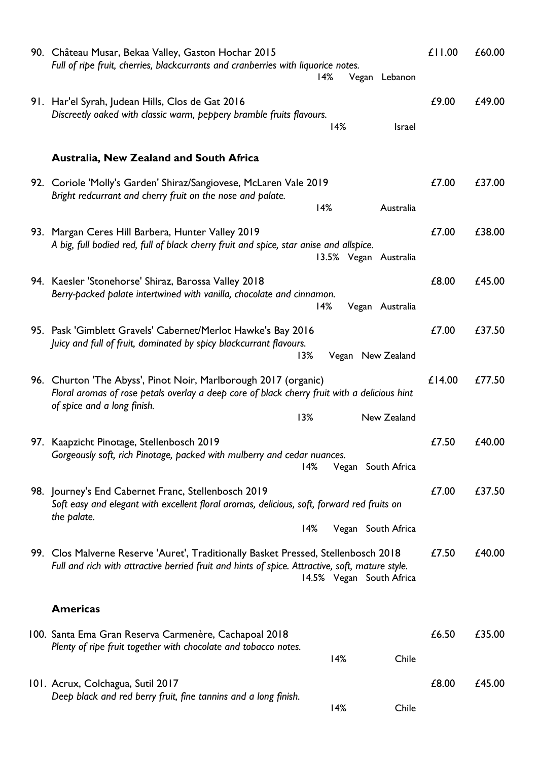90. Château Musar, Bekaa Valley, Gaston Hochar 2015 — £11.00 — £60.00
*Full of ripe fruit, cherries, blackcurrants and cranberries with liquorice notes.*
14% Vegan Lebanon

91. Har'el Syrah, Judean Hills, Clos de Gat 2016 — £9.00 — £49.00
*Discreetly oaked with classic warm, peppery bramble fruits flavours.*
14% Israel

## Australia, New Zealand and South Africa

92. Coriole 'Molly's Garden' Shiraz/Sangiovese, McLaren Vale 2019 — £7.00 — £37.00
*Bright redcurrant and cherry fruit on the nose and palate.*
14% Australia

93. Margan Ceres Hill Barbera, Hunter Valley 2019 — £7.00 — £38.00
*A big, full bodied red, full of black cherry fruit and spice, star anise and allspice.*
13.5% Vegan Australia

94. Kaesler 'Stonehorse' Shiraz, Barossa Valley 2018 — £8.00 — £45.00
*Berry-packed palate intertwined with vanilla, chocolate and cinnamon.*
14% Vegan Australia

95. Pask 'Gimblett Gravels' Cabernet/Merlot Hawke's Bay 2016 — £7.00 — £37.50
*Juicy and full of fruit, dominated by spicy blackcurrant flavours.*
13% Vegan New Zealand

96. Churton 'The Abyss', Pinot Noir, Marlborough 2017 (organic) — £14.00 — £77.50
*Floral aromas of rose petals overlay a deep core of black cherry fruit with a delicious hint of spice and a long finish.*
13% New Zealand

97. Kaapzicht Pinotage, Stellenbosch 2019 — £7.50 — £40.00
*Gorgeously soft, rich Pinotage, packed with mulberry and cedar nuances.*
14% Vegan South Africa

98. Journey's End Cabernet Franc, Stellenbosch 2019 — £7.00 — £37.50
*Soft easy and elegant with excellent floral aromas, delicious, soft, forward red fruits on the palate.*
14% Vegan South Africa

99. Clos Malverne Reserve 'Auret', Traditionally Basket Pressed, Stellenbosch 2018 — £7.50 — £40.00
*Full and rich with attractive berried fruit and hints of spice. Attractive, soft, mature style.*
14.5% Vegan South Africa

## Americas

100. Santa Ema Gran Reserva Carmenère, Cachapoal 2018 — £6.50 — £35.00
*Plenty of ripe fruit together with chocolate and tobacco notes.*
14% Chile

101. Acrux, Colchagua, Sutil 2017 — £8.00 — £45.00
*Deep black and red berry fruit, fine tannins and a long finish.*
14% Chile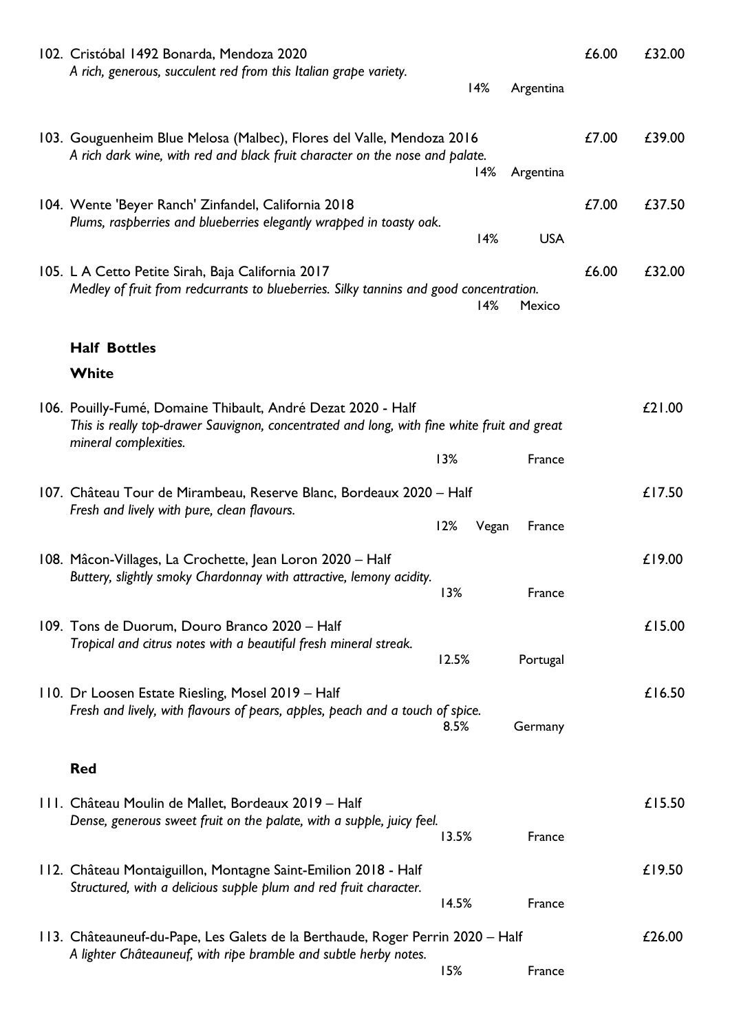102. Cristóbal 1492 Bonarda, Mendoza 2020 — £6.00 — £32.00
*A rich, generous, succulent red from this Italian grape variety.*
14% Argentina

103. Gouguenheim Blue Melosa (Malbec), Flores del Valle, Mendoza 2016 — £7.00 — £39.00
*A rich dark wine, with red and black fruit character on the nose and palate.*
14% Argentina

104. Wente 'Beyer Ranch' Zinfandel, California 2018 — £7.00 — £37.50
*Plums, raspberries and blueberries elegantly wrapped in toasty oak.*
14% USA

105. L A Cetto Petite Sirah, Baja California 2017 — £6.00 — £32.00
*Medley of fruit from redcurrants to blueberries. Silky tannins and good concentration.*
14% Mexico

## Half Bottles

### White

106. Pouilly-Fumé, Domaine Thibault, André Dezat 2020 - Half — £21.00
*This is really top-drawer Sauvignon, concentrated and long, with fine white fruit and great mineral complexities.*
13% France

107. Château Tour de Mirambeau, Reserve Blanc, Bordeaux 2020 – Half — £17.50
*Fresh and lively with pure, clean flavours.*
12% Vegan France

108. Mâcon-Villages, La Crochette, Jean Loron 2020 – Half — £19.00
*Buttery, slightly smoky Chardonnay with attractive, lemony acidity.*
13% France

109. Tons de Duorum, Douro Branco 2020 – Half — £15.00
*Tropical and citrus notes with a beautiful fresh mineral streak.*
12.5% Portugal

110. Dr Loosen Estate Riesling, Mosel 2019 – Half — £16.50
*Fresh and lively, with flavours of pears, apples, peach and a touch of spice.*
8.5% Germany

### Red

111. Château Moulin de Mallet, Bordeaux 2019 – Half — £15.50
*Dense, generous sweet fruit on the palate, with a supple, juicy feel.*
13.5% France

112. Château Montaiguillon, Montagne Saint-Emilion 2018 - Half — £19.50
*Structured, with a delicious supple plum and red fruit character.*
14.5% France

113. Châteauneuf-du-Pape, Les Galets de la Berthaude, Roger Perrin 2020 – Half — £26.00
*A lighter Châteauneuf, with ripe bramble and subtle herby notes.*
15% France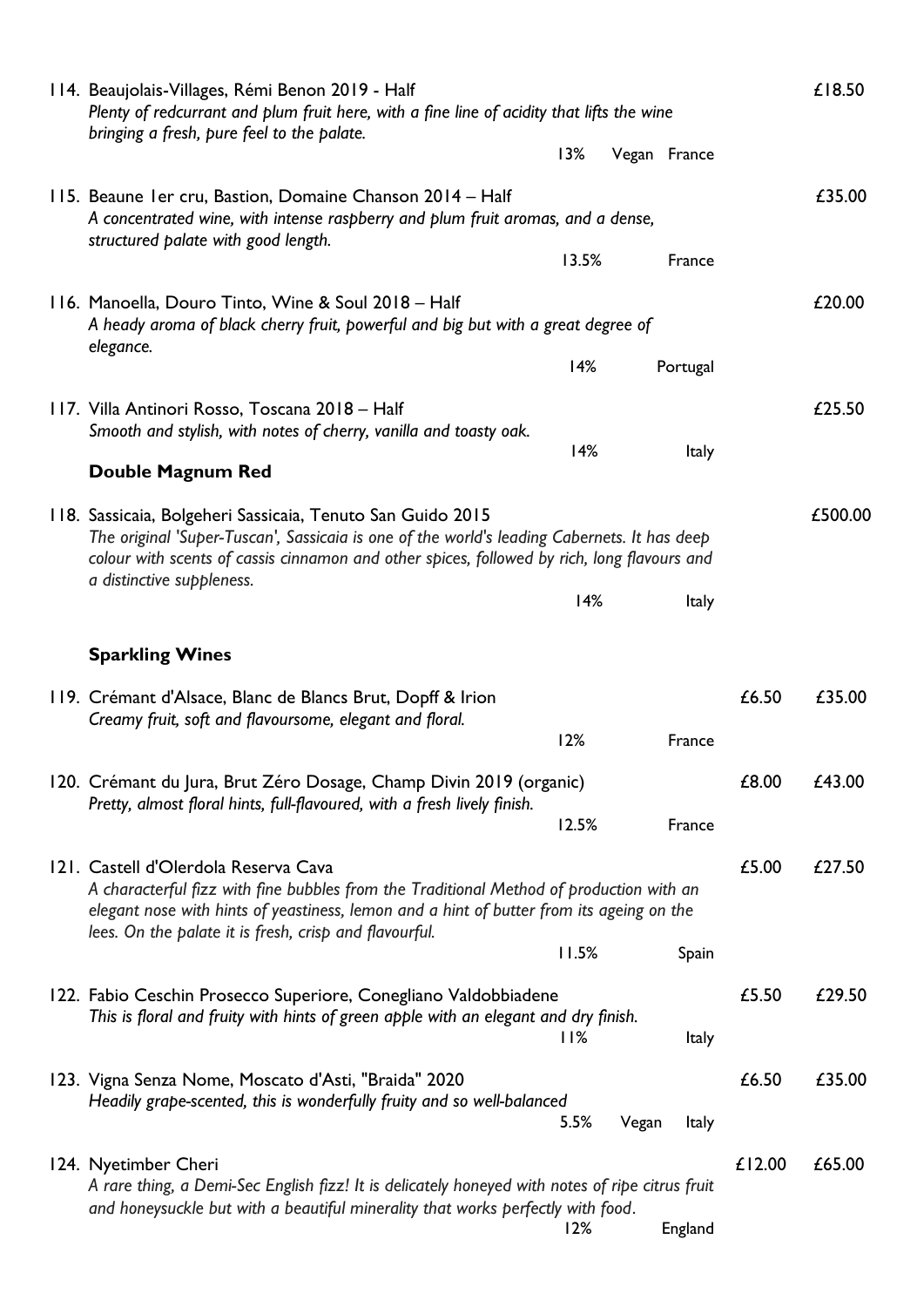114. Beaujolais-Villages, Rémi Benon 2019 - Half — £18.50

*Plenty of redcurrant and plum fruit here, with a fine line of acidity that lifts the wine bringing a fresh, pure feel to the palate.*

13% Vegan France

115. Beaune 1er cru, Bastion, Domaine Chanson 2014 – Half — £35.00

*A concentrated wine, with intense raspberry and plum fruit aromas, and a dense, structured palate with good length.*

13.5% France

116. Manoella, Douro Tinto, Wine & Soul 2018 – Half — £20.00

*A heady aroma of black cherry fruit, powerful and big but with a great degree of elegance.*

14% Portugal

117. Villa Antinori Rosso, Toscana 2018 – Half — £25.50

*Smooth and stylish, with notes of cherry, vanilla and toasty oak.*

14% Italy

## Double Magnum Red

118. Sassicaia, Bolgeheri Sassicaia, Tenuto San Guido 2015 — £500.00

*The original 'Super-Tuscan', Sassicaia is one of the world's leading Cabernets. It has deep colour with scents of cassis cinnamon and other spices, followed by rich, long flavours and a distinctive suppleness.*

14% Italy

## Sparkling Wines

119. Crémant d'Alsace, Blanc de Blancs Brut, Dopff & Irion — £6.50 — £35.00

*Creamy fruit, soft and flavoursome, elegant and floral.*

12% France

120. Crémant du Jura, Brut Zéro Dosage, Champ Divin 2019 (organic) — £8.00 — £43.00

*Pretty, almost floral hints, full-flavoured, with a fresh lively finish.*

12.5% France

121. Castell d'Olerdola Reserva Cava — £5.00 — £27.50

*A characterful fizz with fine bubbles from the Traditional Method of production with an elegant nose with hints of yeastiness, lemon and a hint of butter from its ageing on the lees. On the palate it is fresh, crisp and flavourful.*

11.5% Spain

122. Fabio Ceschin Prosecco Superiore, Conegliano Valdobbiadene — £5.50 — £29.50

*This is floral and fruity with hints of green apple with an elegant and dry finish.*

11% Italy

123. Vigna Senza Nome, Moscato d'Asti, "Braida" 2020 — £6.50 — £35.00

*Headily grape-scented, this is wonderfully fruity and so well-balanced*

5.5% Vegan Italy

124. Nyetimber Cheri — £12.00 — £65.00

*A rare thing, a Demi-Sec English fizz! It is delicately honeyed with notes of ripe citrus fruit and honeysuckle but with a beautiful minerality that works perfectly with food.*

12% England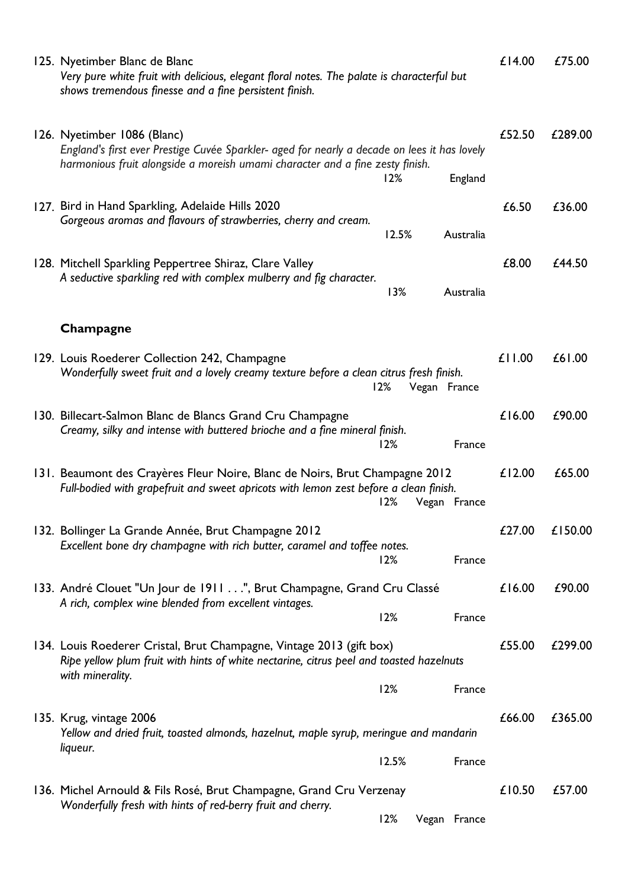125. Nyetimber Blanc de Blanc — £14.00 — £75.00
*Very pure white fruit with delicious, elegant floral notes. The palate is characterful but shows tremendous finesse and a fine persistent finish.*

126. Nyetimber 1086 (Blanc) — £52.50 — £289.00
*England's first ever Prestige Cuvée Sparkler- aged for nearly a decade on lees it has lovely harmonious fruit alongside a moreish umami character and a fine zesty finish.*
12% — England

127. Bird in Hand Sparkling, Adelaide Hills 2020 — £6.50 — £36.00
*Gorgeous aromas and flavours of strawberries, cherry and cream.*
12.5% — Australia

128. Mitchell Sparkling Peppertree Shiraz, Clare Valley — £8.00 — £44.50
*A seductive sparkling red with complex mulberry and fig character.*
13% — Australia

## Champagne

129. Louis Roederer Collection 242, Champagne — £11.00 — £61.00
*Wonderfully sweet fruit and a lovely creamy texture before a clean citrus fresh finish.*
12% — Vegan — France

130. Billecart-Salmon Blanc de Blancs Grand Cru Champagne — £16.00 — £90.00
*Creamy, silky and intense with buttered brioche and a fine mineral finish.*
12% — France

131. Beaumont des Crayères Fleur Noire, Blanc de Noirs, Brut Champagne 2012 — £12.00 — £65.00
*Full-bodied with grapefruit and sweet apricots with lemon zest before a clean finish.*
12% — Vegan — France

132. Bollinger La Grande Année, Brut Champagne 2012 — £27.00 — £150.00
*Excellent bone dry champagne with rich butter, caramel and toffee notes.*
12% — France

133. André Clouet "Un Jour de 1911 . . .", Brut Champagne, Grand Cru Classé — £16.00 — £90.00
*A rich, complex wine blended from excellent vintages.*
12% — France

134. Louis Roederer Cristal, Brut Champagne, Vintage 2013 (gift box) — £55.00 — £299.00
*Ripe yellow plum fruit with hints of white nectarine, citrus peel and toasted hazelnuts with minerality.*
12% — France

135. Krug, vintage 2006 — £66.00 — £365.00
*Yellow and dried fruit, toasted almonds, hazelnut, maple syrup, meringue and mandarin liqueur.*
12.5% — France

136. Michel Arnould & Fils Rosé, Brut Champagne, Grand Cru Verzenay — £10.50 — £57.00
*Wonderfully fresh with hints of red-berry fruit and cherry.*
12% — Vegan — France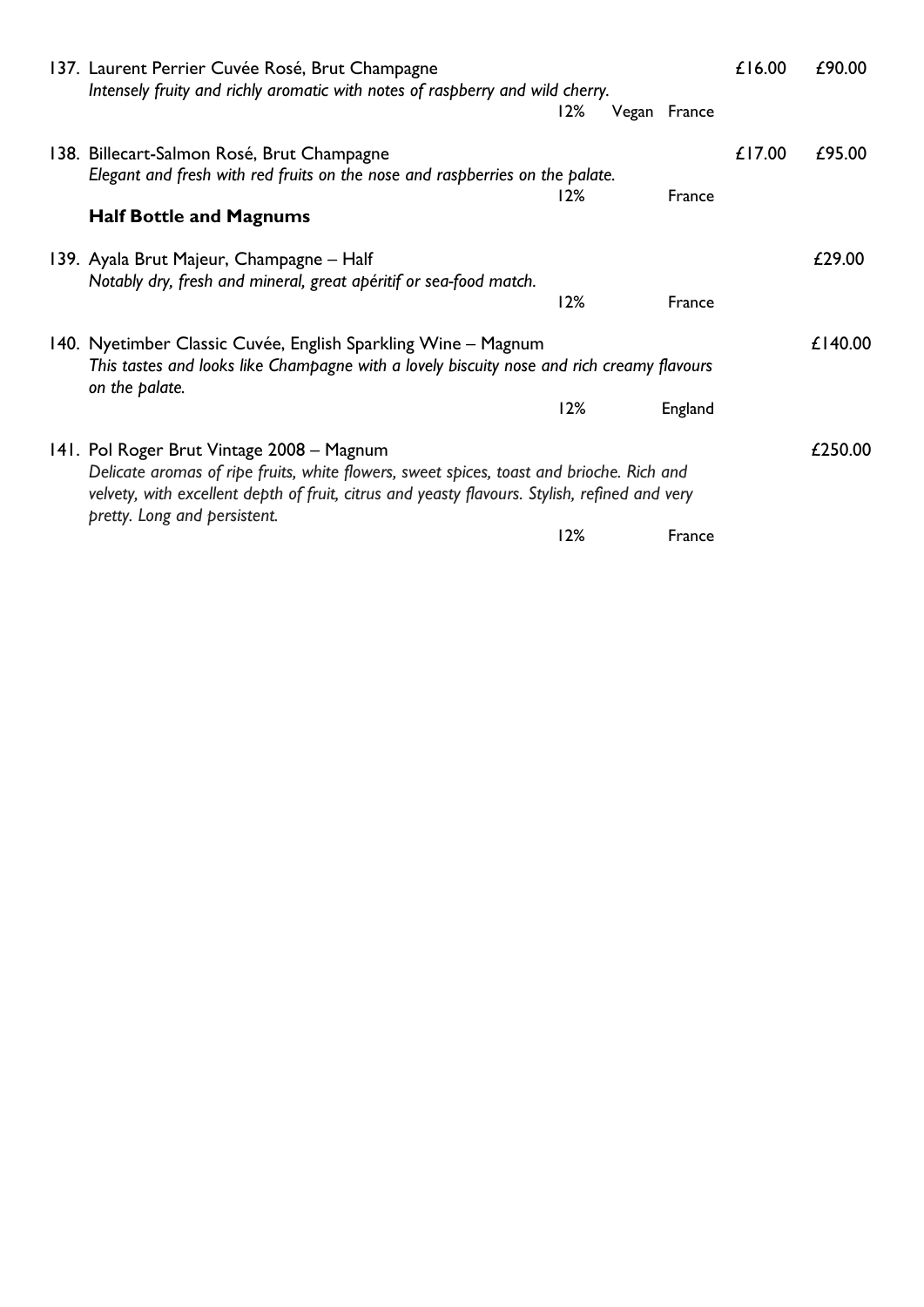137. Laurent Perrier Cuvée Rosé, Brut Champagne — £16.00 — £90.00
*Intensely fruity and richly aromatic with notes of raspberry and wild cherry.*
12% Vegan France

138. Billecart-Salmon Rosé, Brut Champagne — £17.00 — £95.00
*Elegant and fresh with red fruits on the nose and raspberries on the palate.*
12% France

**Half Bottle and Magnums**

139. Ayala Brut Majeur, Champagne – Half — £29.00
*Notably dry, fresh and mineral, great apéritif or sea-food match.*
12% France

140. Nyetimber Classic Cuvée, English Sparkling Wine – Magnum — £140.00
*This tastes and looks like Champagne with a lovely biscuity nose and rich creamy flavours on the palate.*
12% England

141. Pol Roger Brut Vintage 2008 – Magnum — £250.00
*Delicate aromas of ripe fruits, white flowers, sweet spices, toast and brioche. Rich and velvety, with excellent depth of fruit, citrus and yeasty flavours. Stylish, refined and very pretty. Long and persistent.*
12% France